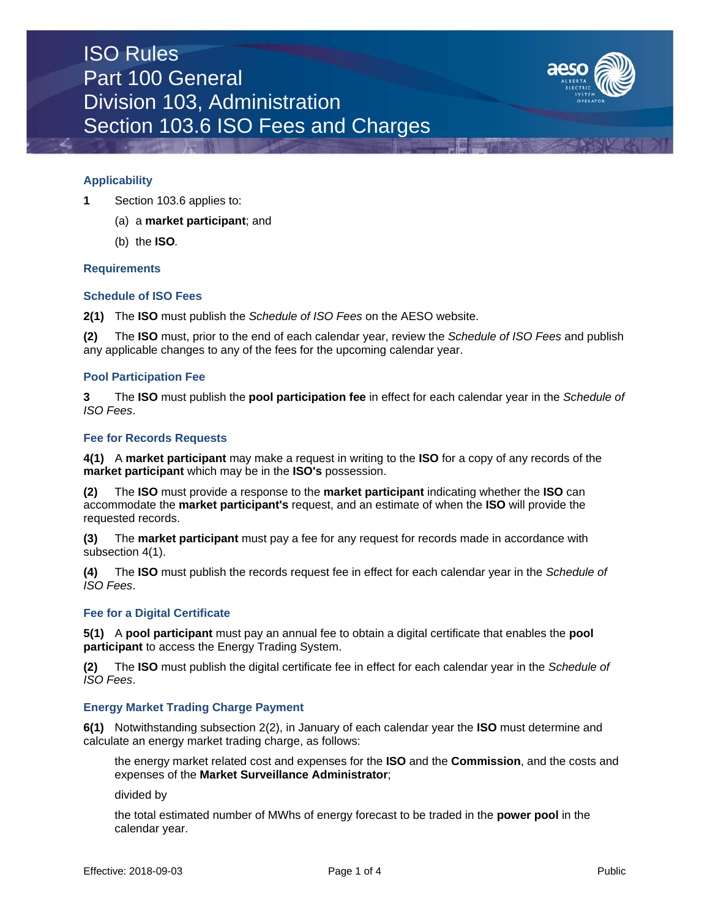# ISO Rules
# Part 100 General
# Division 103, Administration
# Section 103.6 ISO Fees and Charges

### Applicability

**1** Section 103.6 applies to:

(a) a **market participant**; and

(b) the **ISO**.

### Requirements

### Schedule of ISO Fees

**2(1)** The **ISO** must publish the *Schedule of ISO Fees* on the AESO website.

**(2)** The **ISO** must, prior to the end of each calendar year, review the *Schedule of ISO Fees* and publish any applicable changes to any of the fees for the upcoming calendar year.

### Pool Participation Fee

**3** The **ISO** must publish the **pool participation fee** in effect for each calendar year in the *Schedule of ISO Fees*.

### Fee for Records Requests

**4(1)** A **market participant** may make a request in writing to the **ISO** for a copy of any records of the **market participant** which may be in the **ISO's** possession.

**(2)** The **ISO** must provide a response to the **market participant** indicating whether the **ISO** can accommodate the **market participant's** request, and an estimate of when the **ISO** will provide the requested records.

**(3)** The **market participant** must pay a fee for any request for records made in accordance with subsection 4(1).

**(4)** The **ISO** must publish the records request fee in effect for each calendar year in the *Schedule of ISO Fees*.

### Fee for a Digital Certificate

**5(1)** A **pool participant** must pay an annual fee to obtain a digital certificate that enables the **pool participant** to access the Energy Trading System.

**(2)** The **ISO** must publish the digital certificate fee in effect for each calendar year in the *Schedule of ISO Fees*.

### Energy Market Trading Charge Payment

**6(1)** Notwithstanding subsection 2(2), in January of each calendar year the **ISO** must determine and calculate an energy market trading charge, as follows:

the energy market related cost and expenses for the **ISO** and the **Commission**, and the costs and expenses of the **Market Surveillance Administrator**;

divided by

the total estimated number of MWhs of energy forecast to be traded in the **power pool** in the calendar year.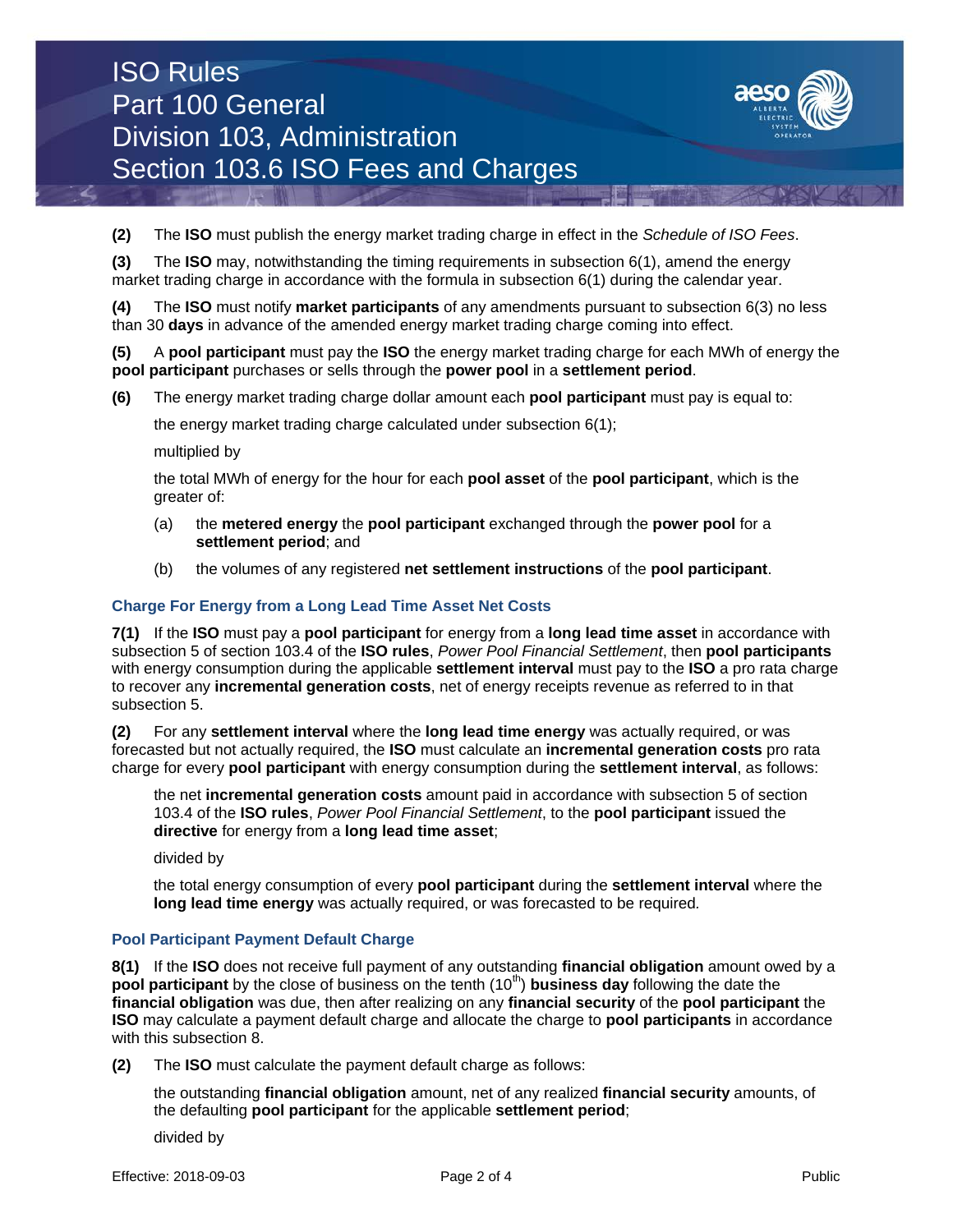**(2)** The **ISO** must publish the energy market trading charge in effect in the *Schedule of ISO Fees*.

**(3)** The **ISO** may, notwithstanding the timing requirements in subsection 6(1), amend the energy market trading charge in accordance with the formula in subsection 6(1) during the calendar year.

**(4)** The **ISO** must notify **market participants** of any amendments pursuant to subsection 6(3) no less than 30 **days** in advance of the amended energy market trading charge coming into effect.

**(5)** A **pool participant** must pay the **ISO** the energy market trading charge for each MWh of energy the **pool participant** purchases or sells through the **power pool** in a **settlement period**.

**(6)** The energy market trading charge dollar amount each **pool participant** must pay is equal to:

the energy market trading charge calculated under subsection 6(1);

multiplied by

the total MWh of energy for the hour for each **pool asset** of the **pool participant**, which is the greater of:

(a) the **metered energy** the **pool participant** exchanged through the **power pool** for a **settlement period**; and

(b) the volumes of any registered **net settlement instructions** of the **pool participant**.

### Charge For Energy from a Long Lead Time Asset Net Costs

**7(1)** If the **ISO** must pay a **pool participant** for energy from a **long lead time asset** in accordance with subsection 5 of section 103.4 of the **ISO rules**, *Power Pool Financial Settlement*, then **pool participants** with energy consumption during the applicable **settlement interval** must pay to the **ISO** a pro rata charge to recover any **incremental generation costs**, net of energy receipts revenue as referred to in that subsection 5.

**(2)** For any **settlement interval** where the **long lead time energy** was actually required, or was forecasted but not actually required, the **ISO** must calculate an **incremental generation costs** pro rata charge for every **pool participant** with energy consumption during the **settlement interval**, as follows:

the net **incremental generation costs** amount paid in accordance with subsection 5 of section 103.4 of the **ISO rules**, *Power Pool Financial Settlement*, to the **pool participant** issued the **directive** for energy from a **long lead time asset**;

divided by

the total energy consumption of every **pool participant** during the **settlement interval** where the **long lead time energy** was actually required, or was forecasted to be required.

### Pool Participant Payment Default Charge

**8(1)** If the **ISO** does not receive full payment of any outstanding **financial obligation** amount owed by a **pool participant** by the close of business on the tenth ($10^{th}$) **business day** following the date the **financial obligation** was due, then after realizing on any **financial security** of the **pool participant** the **ISO** may calculate a payment default charge and allocate the charge to **pool participants** in accordance with this subsection 8.

**(2)** The **ISO** must calculate the payment default charge as follows:

the outstanding **financial obligation** amount, net of any realized **financial security** amounts, of the defaulting **pool participant** for the applicable **settlement period**;

divided by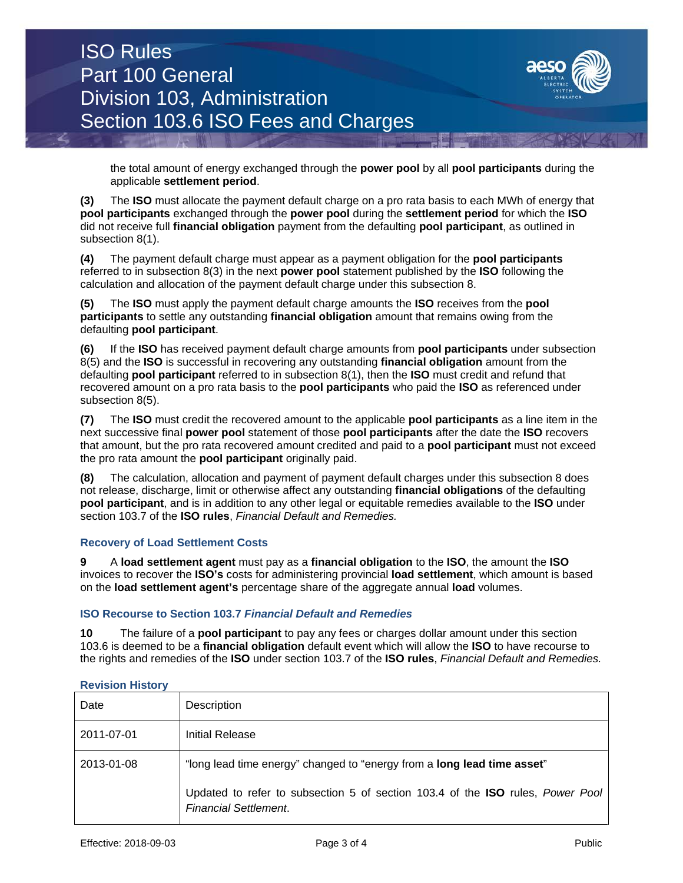the total amount of energy exchanged through the **power pool** by all **pool participants** during the applicable **settlement period**.

**(3)** The **ISO** must allocate the payment default charge on a pro rata basis to each MWh of energy that **pool participants** exchanged through the **power pool** during the **settlement period** for which the **ISO** did not receive full **financial obligation** payment from the defaulting **pool participant**, as outlined in subsection 8(1).

**(4)** The payment default charge must appear as a payment obligation for the **pool participants** referred to in subsection 8(3) in the next **power pool** statement published by the **ISO** following the calculation and allocation of the payment default charge under this subsection 8.

**(5)** The **ISO** must apply the payment default charge amounts the **ISO** receives from the **pool participants** to settle any outstanding **financial obligation** amount that remains owing from the defaulting **pool participant**.

**(6)** If the **ISO** has received payment default charge amounts from **pool participants** under subsection 8(5) and the **ISO** is successful in recovering any outstanding **financial obligation** amount from the defaulting **pool participant** referred to in subsection 8(1), then the **ISO** must credit and refund that recovered amount on a pro rata basis to the **pool participants** who paid the **ISO** as referenced under subsection 8(5).

**(7)** The **ISO** must credit the recovered amount to the applicable **pool participants** as a line item in the next successive final **power pool** statement of those **pool participants** after the date the **ISO** recovers that amount, but the pro rata recovered amount credited and paid to a **pool participant** must not exceed the pro rata amount the **pool participant** originally paid.

**(8)** The calculation, allocation and payment of payment default charges under this subsection 8 does not release, discharge, limit or otherwise affect any outstanding **financial obligations** of the defaulting **pool participant**, and is in addition to any other legal or equitable remedies available to the **ISO** under section 103.7 of the **ISO rules**, *Financial Default and Remedies.*

### Recovery of Load Settlement Costs

**9** A **load settlement agent** must pay as a **financial obligation** to the **ISO**, the amount the **ISO** invoices to recover the **ISO's** costs for administering provincial **load settlement**, which amount is based on the **load settlement agent's** percentage share of the aggregate annual **load** volumes.

### ISO Recourse to Section 103.7 *Financial Default and Remedies*

**10** The failure of a **pool participant** to pay any fees or charges dollar amount under this section 103.6 is deemed to be a **financial obligation** default event which will allow the **ISO** to have recourse to the rights and remedies of the **ISO** under section 103.7 of the **ISO rules**, *Financial Default and Remedies.*

### Revision History

| Date | Description |
|---|---|
| 2011-07-01 | Initial Release |
| 2013-01-08 | "long lead time energy" changed to "energy from a **long lead time asset**"<br><br>Updated to refer to subsection 5 of section 103.4 of the **ISO** rules, *Power Pool Financial Settlement*. |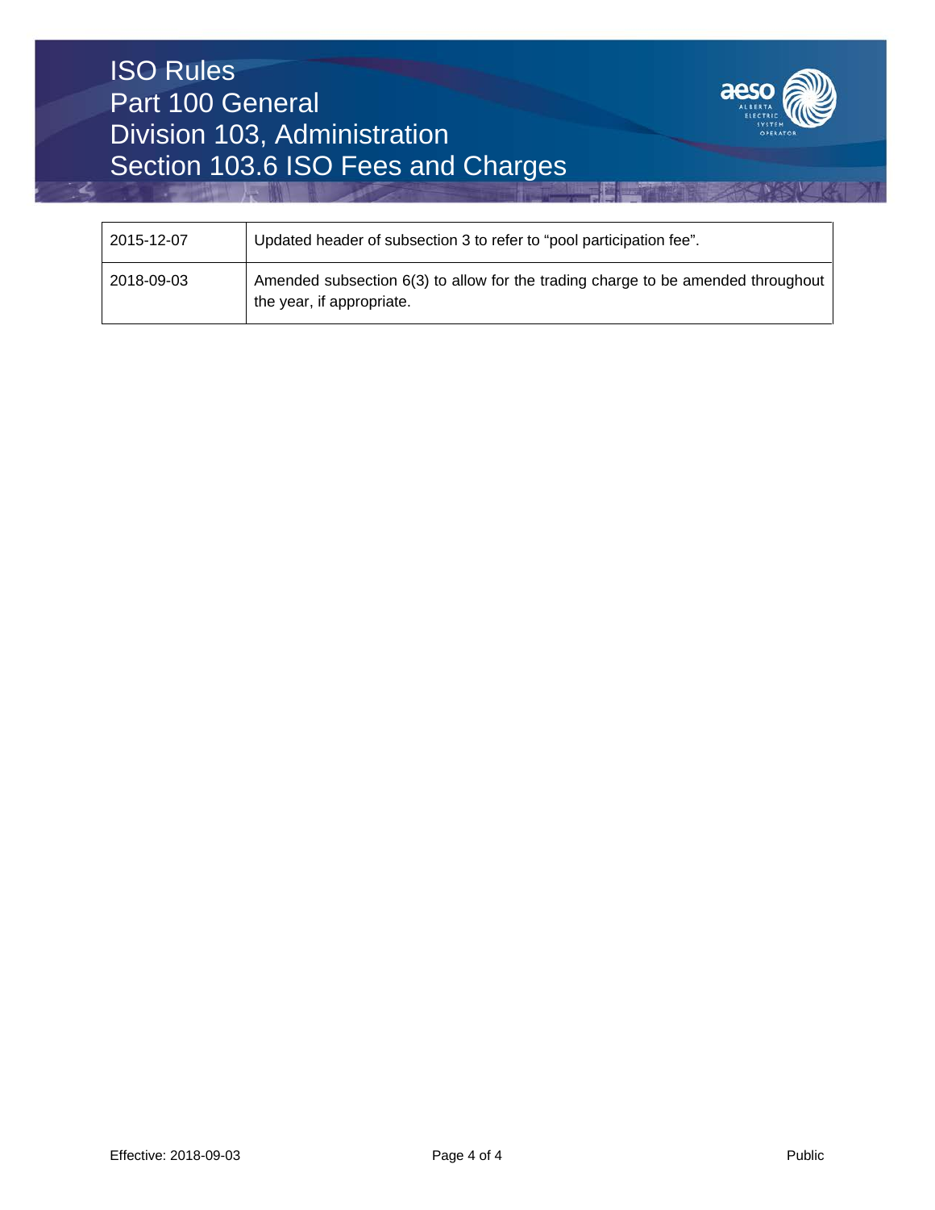| | |
|---|---|
| 2015-12-07 | Updated header of subsection 3 to refer to "pool participation fee". |
| 2018-09-03 | Amended subsection 6(3) to allow for the trading charge to be amended throughout the year, if appropriate. |